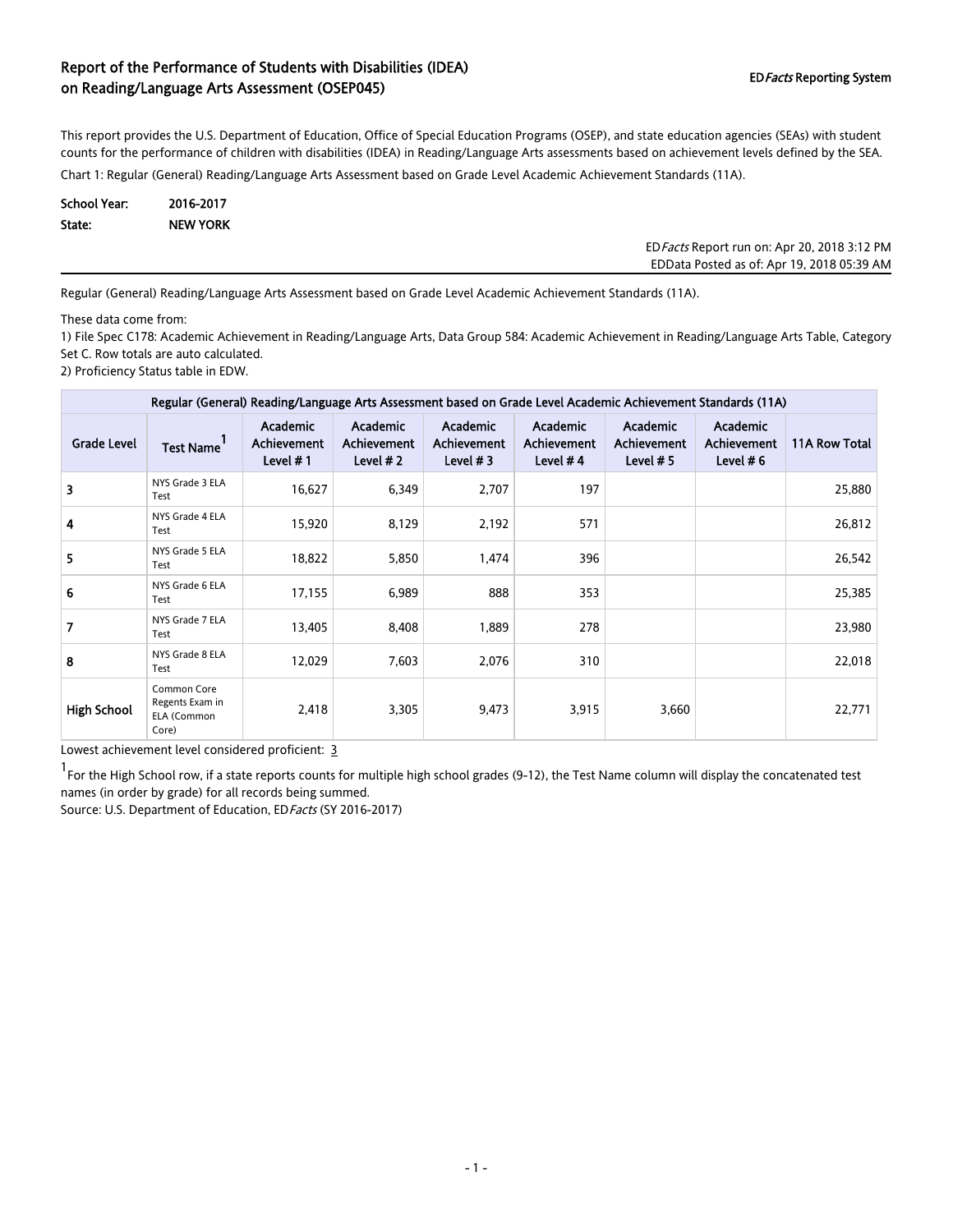# Report of the Performance of Students with Disabilities (IDEA) on Reading/Language Arts Assessment (OSEP045)

ED*Facts* Reporting System

This report provides the U.S. Department of Education, Office of Special Education Programs (OSEP), and state education agencies (SEAs) with student counts for the performance of children with disabilities (IDEA) in Reading/Language Arts assessments based on achievement levels defined by the SEA.

Chart 1: Regular (General) Reading/Language Arts Assessment based on Grade Level Academic Achievement Standards (11A).

**School Year:** 2016-2017
**State:** NEW YORK

ED*Facts* Report run on: Apr 20, 2018 3:12 PM
EDData Posted as of: Apr 19, 2018 05:39 AM

Regular (General) Reading/Language Arts Assessment based on Grade Level Academic Achievement Standards (11A).

These data come from:
1) File Spec C178: Academic Achievement in Reading/Language Arts, Data Group 584: Academic Achievement in Reading/Language Arts Table, Category Set C. Row totals are auto calculated.
2) Proficiency Status table in EDW.

| Regular (General) Reading/Language Arts Assessment based on Grade Level Academic Achievement Standards (11A) | | | | | | | | |
|---|---|---|---|---|---|---|---|---|
| Grade Level | Test Name[1] | Academic Achievement Level # 1 | Academic Achievement Level # 2 | Academic Achievement Level # 3 | Academic Achievement Level # 4 | Academic Achievement Level # 5 | Academic Achievement Level # 6 | 11A Row Total |
| 3 | NYS Grade 3 ELA Test | 16,627 | 6,349 | 2,707 | 197 | | | 25,880 |
| 4 | NYS Grade 4 ELA Test | 15,920 | 8,129 | 2,192 | 571 | | | 26,812 |
| 5 | NYS Grade 5 ELA Test | 18,822 | 5,850 | 1,474 | 396 | | | 26,542 |
| 6 | NYS Grade 6 ELA Test | 17,155 | 6,989 | 888 | 353 | | | 25,385 |
| 7 | NYS Grade 7 ELA Test | 13,405 | 8,408 | 1,889 | 278 | | | 23,980 |
| 8 | NYS Grade 8 ELA Test | 12,029 | 7,603 | 2,076 | 310 | | | 22,018 |
| High School | Common Core Regents Exam in ELA (Common Core) | 2,418 | 3,305 | 9,473 | 3,915 | 3,660 | | 22,771 |

Lowest achievement level considered proficient: 3

[1] For the High School row, if a state reports counts for multiple high school grades (9-12), the Test Name column will display the concatenated test names (in order by grade) for all records being summed.

Source: U.S. Department of Education, ED*Facts* (SY 2016-2017)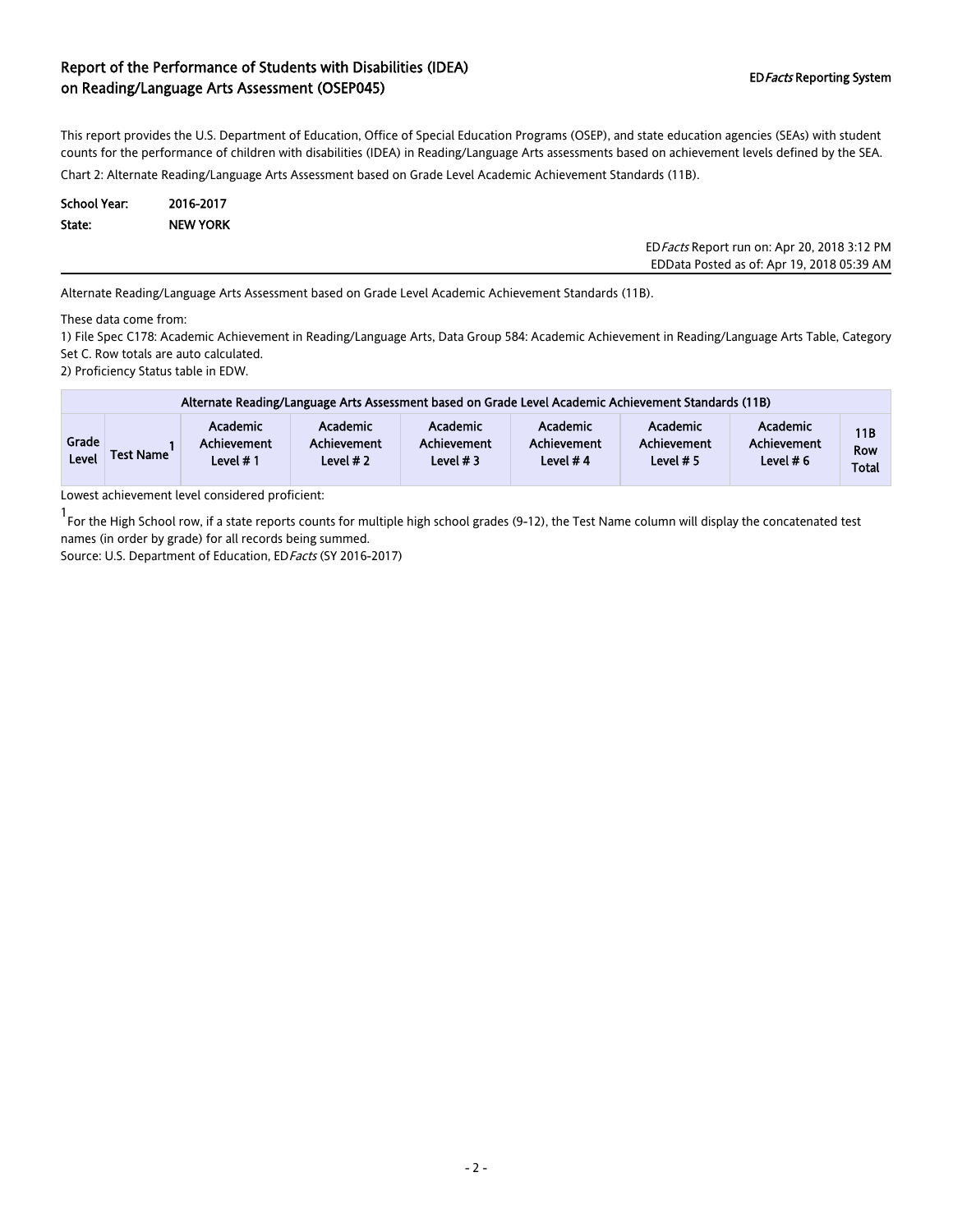## Report of the Performance of Students with Disabilities (IDEA) on Reading/Language Arts Assessment (OSEP045)

**ED*Facts* Reporting System**

This report provides the U.S. Department of Education, Office of Special Education Programs (OSEP), and state education agencies (SEAs) with student counts for the performance of children with disabilities (IDEA) in Reading/Language Arts assessments based on achievement levels defined by the SEA.

Chart 2: Alternate Reading/Language Arts Assessment based on Grade Level Academic Achievement Standards (11B).

**School Year:** 2016-2017

**State:** NEW YORK

ED*Facts* Report run on: Apr 20, 2018 3:12 PM
EDData Posted as of: Apr 19, 2018 05:39 AM

Alternate Reading/Language Arts Assessment based on Grade Level Academic Achievement Standards (11B).

These data come from:

1) File Spec C178: Academic Achievement in Reading/Language Arts, Data Group 584: Academic Achievement in Reading/Language Arts Table, Category Set C. Row totals are auto calculated.
2) Proficiency Status table in EDW.

| Alternate Reading/Language Arts Assessment based on Grade Level Academic Achievement Standards (11B) | | | | | | | | |
|---|---|---|---|---|---|---|---|---|
| Grade Level | Test Name[1] | Academic Achievement Level # 1 | Academic Achievement Level # 2 | Academic Achievement Level # 3 | Academic Achievement Level # 4 | Academic Achievement Level # 5 | Academic Achievement Level # 6 | 11B Row Total |

Lowest achievement level considered proficient:

[1] For the High School row, if a state reports counts for multiple high school grades (9-12), the Test Name column will display the concatenated test names (in order by grade) for all records being summed.

Source: U.S. Department of Education, ED*Facts* (SY 2016-2017)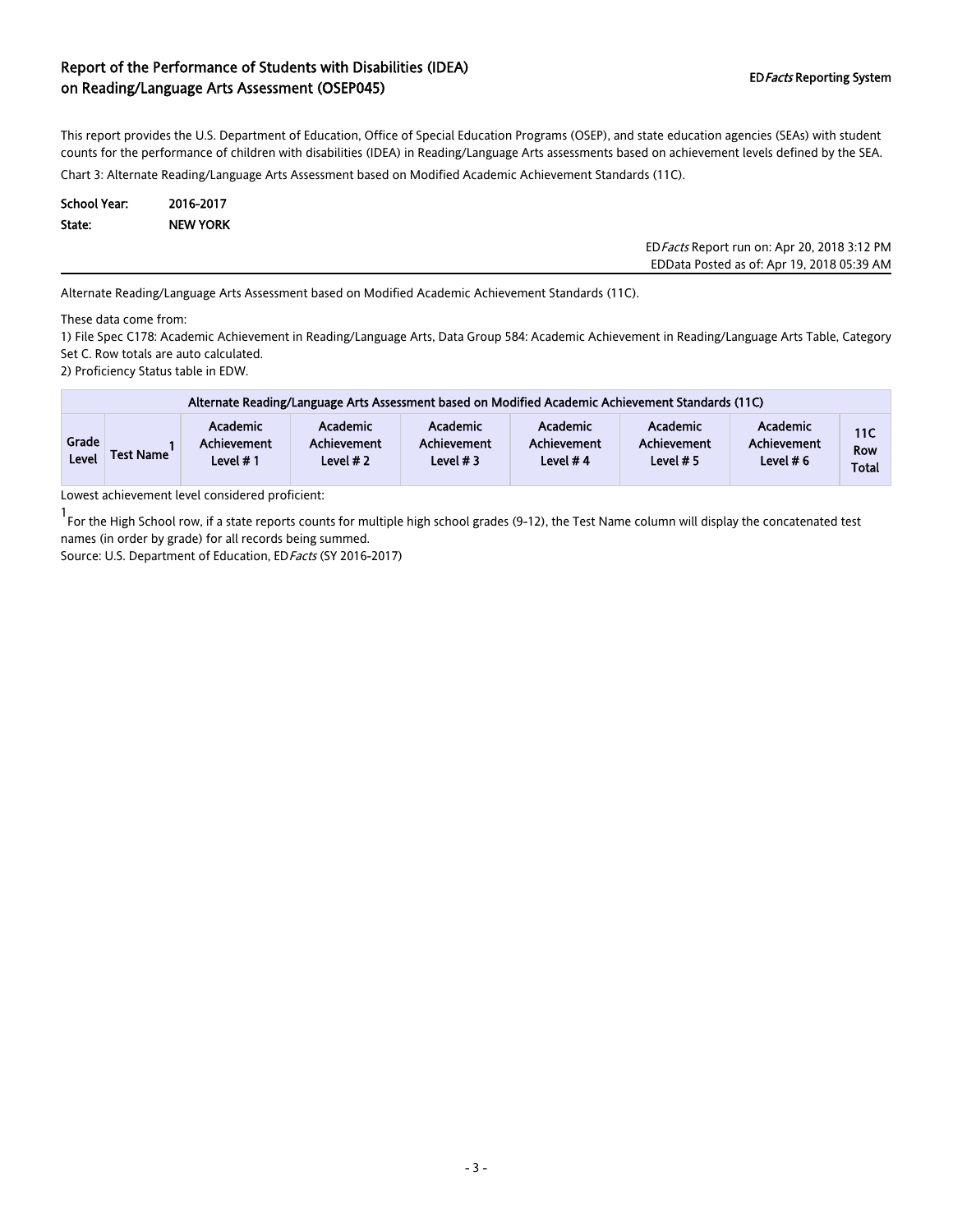## Report of the Performance of Students with Disabilities (IDEA) on Reading/Language Arts Assessment (OSEP045)

**ED*Facts* Reporting System**

This report provides the U.S. Department of Education, Office of Special Education Programs (OSEP), and state education agencies (SEAs) with student counts for the performance of children with disabilities (IDEA) in Reading/Language Arts assessments based on achievement levels defined by the SEA.

Chart 3: Alternate Reading/Language Arts Assessment based on Modified Academic Achievement Standards (11C).

**School Year:** 2016-2017
**State:** NEW YORK

ED*Facts* Report run on: Apr 20, 2018 3:12 PM
EDData Posted as of: Apr 19, 2018 05:39 AM

Alternate Reading/Language Arts Assessment based on Modified Academic Achievement Standards (11C).

These data come from:
1) File Spec C178: Academic Achievement in Reading/Language Arts, Data Group 584: Academic Achievement in Reading/Language Arts Table, Category Set C. Row totals are auto calculated.
2) Proficiency Status table in EDW.

| Alternate Reading/Language Arts Assessment based on Modified Academic Achievement Standards (11C) | | | | | | | | |
|---|---|---|---|---|---|---|---|---|
| Grade Level | Test Name[1] | Academic Achievement Level # 1 | Academic Achievement Level # 2 | Academic Achievement Level # 3 | Academic Achievement Level # 4 | Academic Achievement Level # 5 | Academic Achievement Level # 6 | 11C Row Total |

Lowest achievement level considered proficient:

[1] For the High School row, if a state reports counts for multiple high school grades (9-12), the Test Name column will display the concatenated test names (in order by grade) for all records being summed.

Source: U.S. Department of Education, ED*Facts* (SY 2016-2017)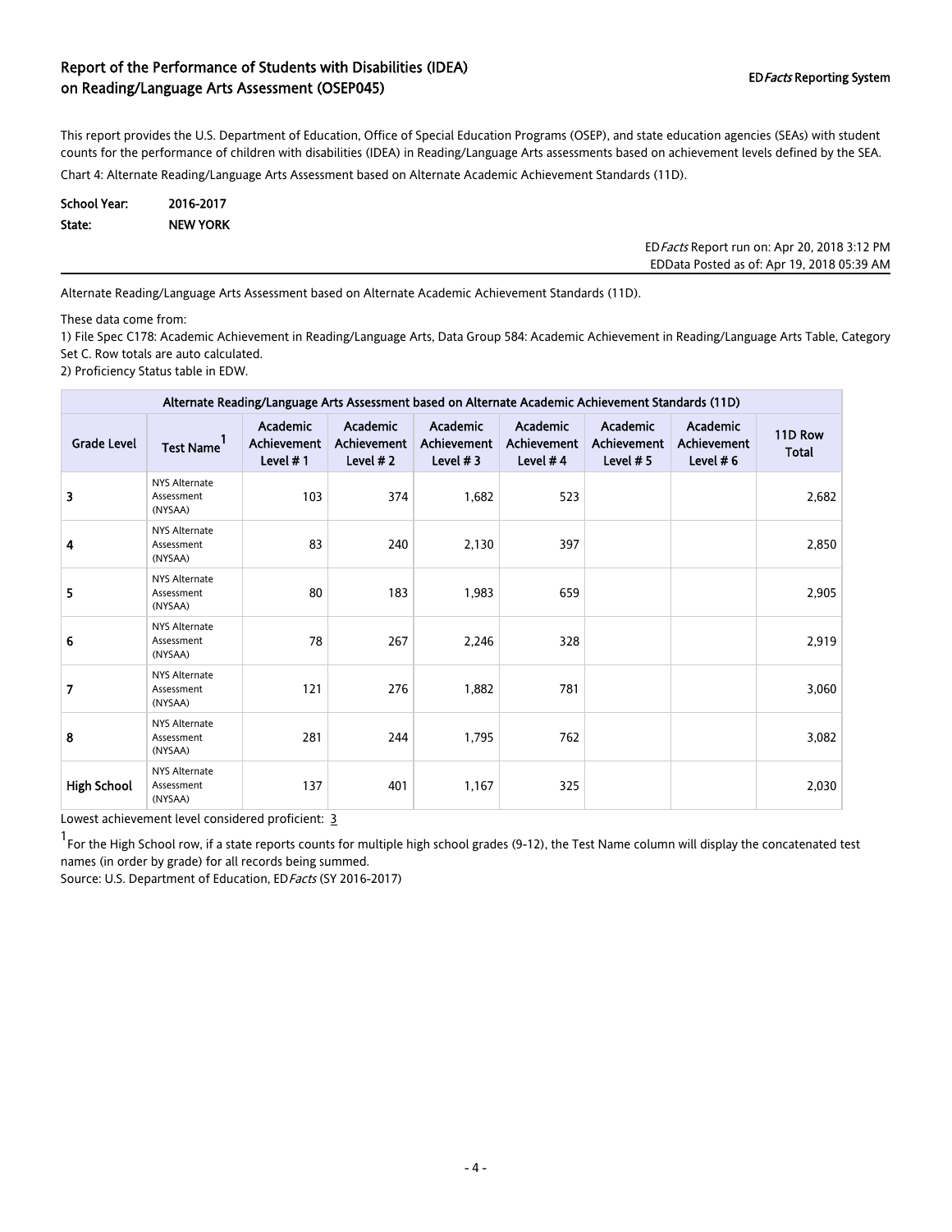# Report of the Performance of Students with Disabilities (IDEA) on Reading/Language Arts Assessment (OSEP045)

ED*Facts* Reporting System

This report provides the U.S. Department of Education, Office of Special Education Programs (OSEP), and state education agencies (SEAs) with student counts for the performance of children with disabilities (IDEA) in Reading/Language Arts assessments based on achievement levels defined by the SEA.

Chart 4: Alternate Reading/Language Arts Assessment based on Alternate Academic Achievement Standards (11D).

**School Year:** 2016-2017
**State:** NEW YORK

ED*Facts* Report run on: Apr 20, 2018 3:12 PM
EDData Posted as of: Apr 19, 2018 05:39 AM

Alternate Reading/Language Arts Assessment based on Alternate Academic Achievement Standards (11D).

These data come from:
1) File Spec C178: Academic Achievement in Reading/Language Arts, Data Group 584: Academic Achievement in Reading/Language Arts Table, Category Set C. Row totals are auto calculated.
2) Proficiency Status table in EDW.

| Alternate Reading/Language Arts Assessment based on Alternate Academic Achievement Standards (11D) | | | | | | | | |
|---|---|---|---|---|---|---|---|---|
| Grade Level | Test Name[1] | Academic Achievement Level # 1 | Academic Achievement Level # 2 | Academic Achievement Level # 3 | Academic Achievement Level # 4 | Academic Achievement Level # 5 | Academic Achievement Level # 6 | 11D Row Total |
| 3 | NYS Alternate Assessment (NYSAA) | 103 | 374 | 1,682 | 523 | | | 2,682 |
| 4 | NYS Alternate Assessment (NYSAA) | 83 | 240 | 2,130 | 397 | | | 2,850 |
| 5 | NYS Alternate Assessment (NYSAA) | 80 | 183 | 1,983 | 659 | | | 2,905 |
| 6 | NYS Alternate Assessment (NYSAA) | 78 | 267 | 2,246 | 328 | | | 2,919 |
| 7 | NYS Alternate Assessment (NYSAA) | 121 | 276 | 1,882 | 781 | | | 3,060 |
| 8 | NYS Alternate Assessment (NYSAA) | 281 | 244 | 1,795 | 762 | | | 3,082 |
| High School | NYS Alternate Assessment (NYSAA) | 137 | 401 | 1,167 | 325 | | | 2,030 |

Lowest achievement level considered proficient: 3

[1] For the High School row, if a state reports counts for multiple high school grades (9-12), the Test Name column will display the concatenated test names (in order by grade) for all records being summed.

Source: U.S. Department of Education, ED*Facts* (SY 2016-2017)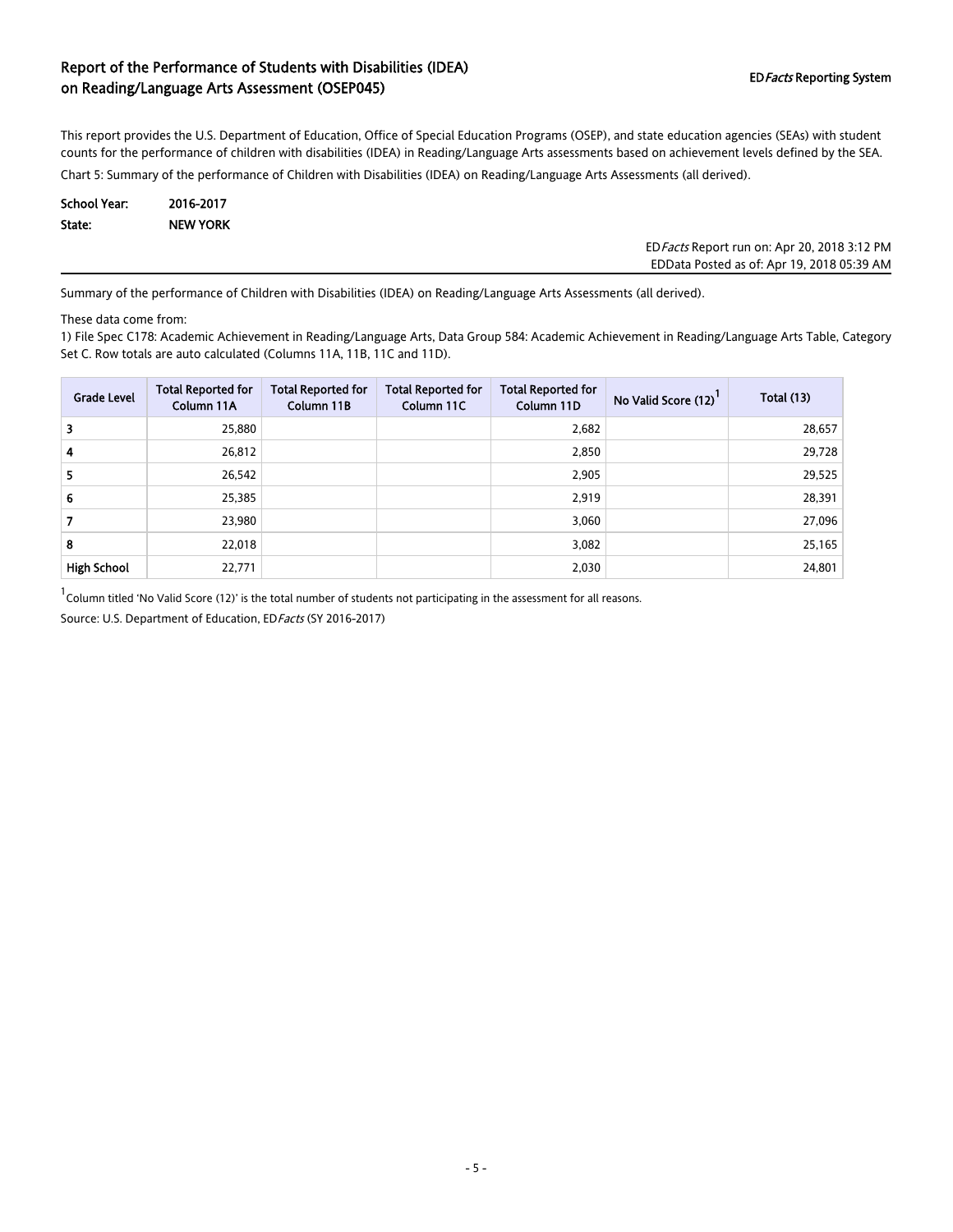# Report of the Performance of Students with Disabilities (IDEA) on Reading/Language Arts Assessment (OSEP045)

ED*Facts* Reporting System

This report provides the U.S. Department of Education, Office of Special Education Programs (OSEP), and state education agencies (SEAs) with student counts for the performance of children with disabilities (IDEA) in Reading/Language Arts assessments based on achievement levels defined by the SEA.

Chart 5: Summary of the performance of Children with Disabilities (IDEA) on Reading/Language Arts Assessments (all derived).

**School Year:** 2016-2017

**State:** NEW YORK

ED*Facts* Report run on: Apr 20, 2018 3:12 PM
EDData Posted as of: Apr 19, 2018 05:39 AM

Summary of the performance of Children with Disabilities (IDEA) on Reading/Language Arts Assessments (all derived).

These data come from:

1) File Spec C178: Academic Achievement in Reading/Language Arts, Data Group 584: Academic Achievement in Reading/Language Arts Table, Category Set C. Row totals are auto calculated (Columns 11A, 11B, 11C and 11D).

| Grade Level | Total Reported for Column 11A | Total Reported for Column 11B | Total Reported for Column 11C | Total Reported for Column 11D | No Valid Score (12)[1] | Total (13) |
|---|---|---|---|---|---|---|
| 3 | 25,880 | | | 2,682 | | 28,657 |
| 4 | 26,812 | | | 2,850 | | 29,728 |
| 5 | 26,542 | | | 2,905 | | 29,525 |
| 6 | 25,385 | | | 2,919 | | 28,391 |
| 7 | 23,980 | | | 3,060 | | 27,096 |
| 8 | 22,018 | | | 3,082 | | 25,165 |
| High School | 22,771 | | | 2,030 | | 24,801 |

[1] Column titled 'No Valid Score (12)' is the total number of students not participating in the assessment for all reasons.

Source: U.S. Department of Education, ED*Facts* (SY 2016-2017)